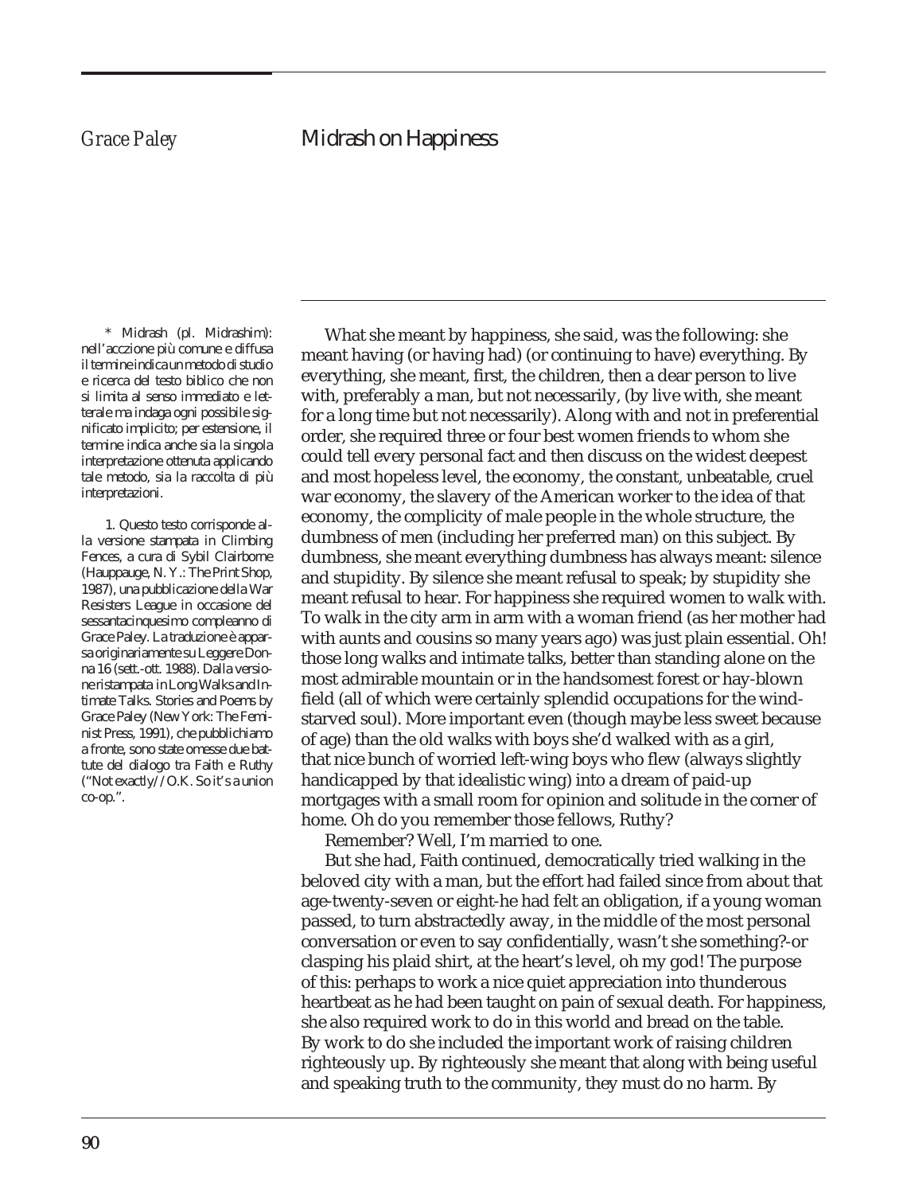*Grace Paley*

# Midrash on Happiness

\* Midrash (pl. Midrashim): nell'acczione più comune e diffusa il termine indica un metodo di studio e ricerca del testo biblico che non si limita al senso immediato e letterale ma indaga ogni possibile significato implicito; per estensione, il termine indica anche sia la singola interpretazione ottenuta applicando tale metodo, sia la raccolta di più interpretazioni.

1. Questo testo corrisponde alla versione stampata in Climbing Fences, a cura di Sybil Clairborne (Hauppauge, N. Y.: The Print Shop, 1987), una pubblicazione della War Resisters League in occasione del sessantacinquesimo compleanno di Grace Paley. La traduzione è apparsa originariamente su Leggere Donna 16 (sett.-ott. 1988). Dalla versione ristampata in Long Walks and Intimate Talks. Stories and Poems by Grace Paley (New York: The Feminist Press, 1991), che pubblichiamo a fronte, sono state omesse due battute del dialogo tra Faith e Ruthy ("Not exactly//O.K. So it's a union co-op.".

What she meant by happiness, she said, was the following: she meant having (or having had) (or continuing to have) everything. By everything, she meant, first, the children, then a dear person to live with, preferably a man, but not necessarily, (by live with, she meant for a long time but not necessarily). Along with and not in preferential order, she required three or four best women friends to whom she could tell every personal fact and then discuss on the widest deepest and most hopeless level, the economy, the constant, unbeatable, cruel war economy, the slavery of the American worker to the idea of that economy, the complicity of male people in the whole structure, the dumbness of men (including her preferred man) on this subject. By dumbness, she meant everything dumbness has always meant: silence and stupidity. By silence she meant refusal to speak; by stupidity she meant refusal to hear. For happiness she required women to walk with. To walk in the city arm in arm with a woman friend (as her mother had with aunts and cousins so many years ago) was just plain essential. Oh! those long walks and intimate talks, better than standing alone on the most admirable mountain or in the handsomest forest or hay-blown field (all of which were certainly splendid occupations for the wind-starved soul). More important even (though maybe less sweet because of age) than the old walks with boys she'd walked with as a girl, that nice bunch of worried left-wing boys who flew (always slightly handicapped by that idealistic wing) into a dream of paid-up mortgages with a small room for opinion and solitude in the corner of home. Oh do you remember those fellows, Ruthy?

Remember? Well, I'm married to one.

But she had, Faith continued, democratically tried walking in the beloved city with a man, but the effort had failed since from about that age-twenty-seven or eight-he had felt an obligation, if a young woman passed, to turn abstractedly away, in the middle of the most personal conversation or even to say confidentially, wasn't she something?-or clasping his plaid shirt, at the heart's level, oh my god! The purpose of this: perhaps to work a nice quiet appreciation into thunderous heartbeat as he had been taught on pain of sexual death. For happiness, she also required work to do in this world and bread on the table. By work to do she included the important work of raising children righteously up. By righteously she meant that along with being useful and speaking truth to the community, they must do no harm. By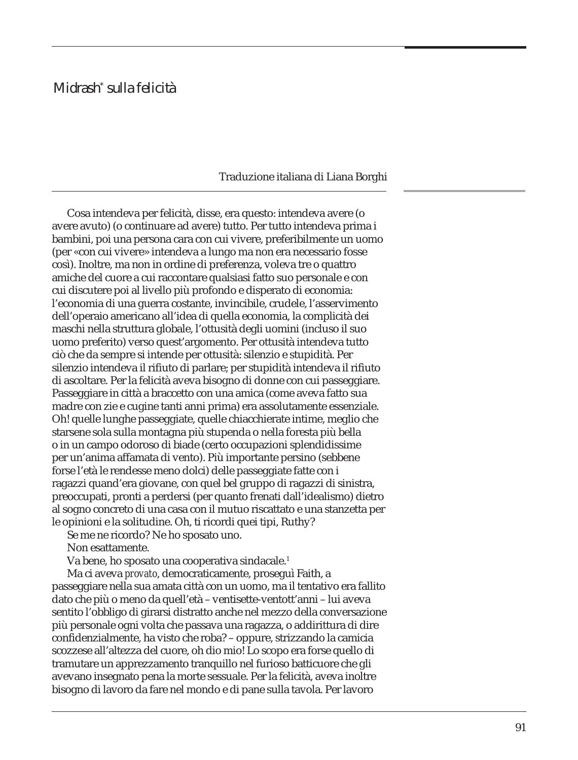# *Midrash\* sulla felicità*

Traduzione italiana di Liana Borghi

Cosa intendeva per felicità, disse, era questo: intendeva avere (o avere avuto) (o continuare ad avere) tutto. Per tutto intendeva prima i bambini, poi una persona cara con cui vivere, preferibilmente un uomo (per «con cui vivere» intendeva a lungo ma non era necessario fosse così). Inoltre, ma non in ordine di preferenza, voleva tre o quattro amiche del cuore a cui raccontare qualsiasi fatto suo personale e con cui discutere poi al livello più profondo e disperato di economia: l'economia di una guerra costante, invincibile, crudele, l'asservimento dell'operaio americano all'idea di quella economia, la complicità dei maschi nella struttura globale, l'ottusità degli uomini (incluso il suo uomo preferito) verso quest'argomento. Per ottusità intendeva tutto ciò che da sempre si intende per ottusità: silenzio e stupidità. Per silenzio intendeva il rifiuto di parlare; per stupidità intendeva il rifiuto di ascoltare. Per la felicità aveva bisogno di donne con cui passeggiare. Passeggiare in città a braccetto con una amica (come aveva fatto sua madre con zie e cugine tanti anni prima) era assolutamente essenziale. Oh! quelle lunghe passeggiate, quelle chiacchierate intime, meglio che starsene sola sulla montagna più stupenda o nella foresta più bella o in un campo odoroso di biade (certo occupazioni splendidissime per un'anima affamata di vento). Più importante persino (sebbene forse l'età le rendesse meno dolci) delle passeggiate fatte con i ragazzi quand'era giovane, con quel bel gruppo di ragazzi di sinistra, preoccupati, pronti a perdersi (per quanto frenati dall'idealismo) dietro al sogno concreto di una casa con il mutuo riscattato e una stanzetta per le opinioni e la solitudine. Oh, ti ricordi quei tipi, Ruthy?

Se me ne ricordo? Ne ho sposato uno.

Non esattamente.

Va bene, ho sposato una cooperativa sindacale.[1]

Ma ci aveva *provato*, democraticamente, proseguì Faith, a passeggiare nella sua amata città con un uomo, ma il tentativo era fallito dato che più o meno da quell'età – ventisette-ventott'anni – lui aveva sentito l'obbligo di girarsi distratto anche nel mezzo della conversazione più personale ogni volta che passava una ragazza, o addirittura di dire confidenzialmente, ha visto che roba? – oppure, strizzando la camicia scozzese all'altezza del cuore, oh dio mio! Lo scopo era forse quello di tramutare un apprezzamento tranquillo nel furioso batticuore che gli avevano insegnato pena la morte sessuale. Per la felicità, aveva inoltre bisogno di lavoro da fare nel mondo e di pane sulla tavola. Per lavoro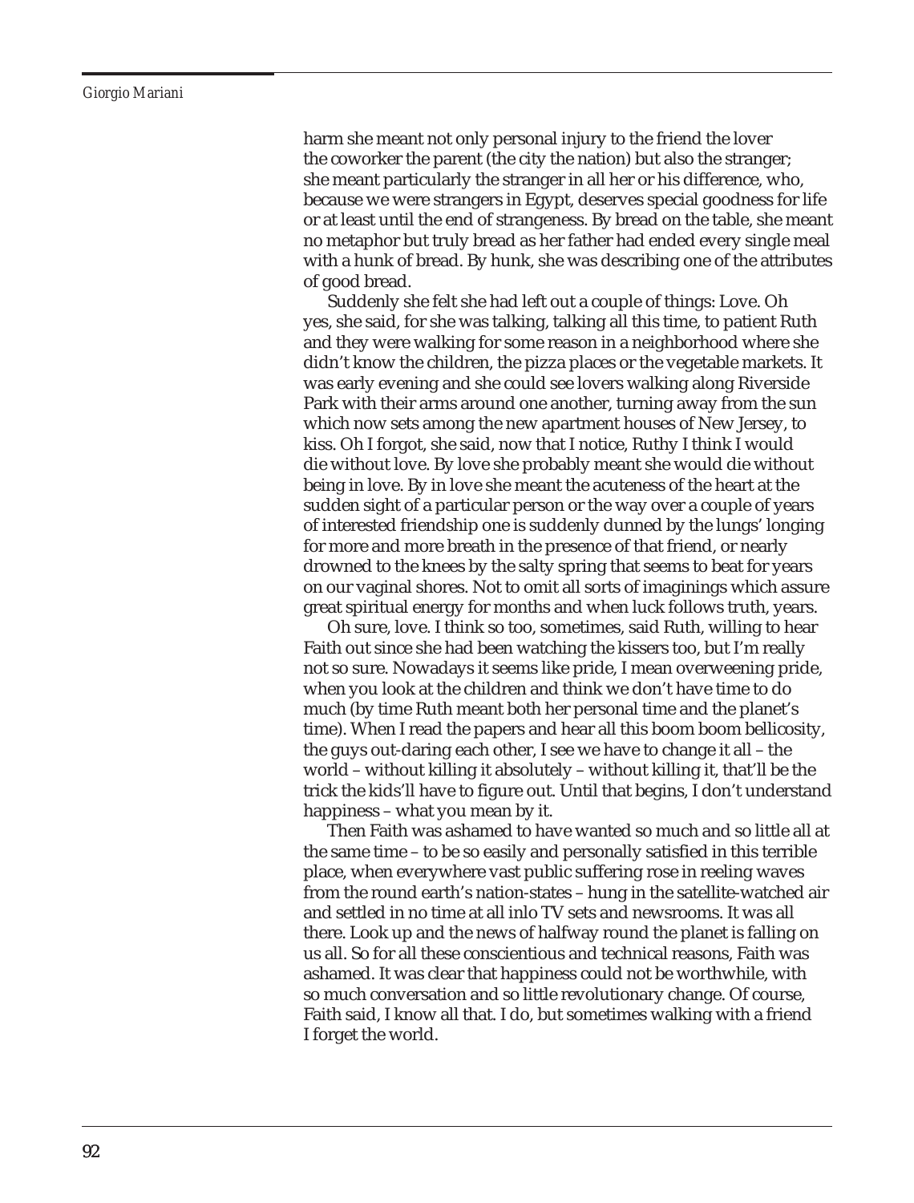harm she meant not only personal injury to the friend the lover the coworker the parent (the city the nation) but also the stranger; she meant particularly the stranger in all her or his difference, who, because we were strangers in Egypt, deserves special goodness for life or at least until the end of strangeness. By bread on the table, she meant no metaphor but truly bread as her father had ended every single meal with a hunk of bread. By hunk, she was describing one of the attributes of good bread.

Suddenly she felt she had left out a couple of things: Love. Oh yes, she said, for she was talking, talking all this time, to patient Ruth and they were walking for some reason in a neighborhood where she didn't know the children, the pizza places or the vegetable markets. It was early evening and she could see lovers walking along Riverside Park with their arms around one another, turning away from the sun which now sets among the new apartment houses of New Jersey, to kiss. Oh I forgot, she said, now that I notice, Ruthy I think I would die without love. By love she probably meant she would die without being in love. By in love she meant the acuteness of the heart at the sudden sight of a particular person or the way over a couple of years of interested friendship one is suddenly dunned by the lungs' longing for more and more breath in the presence of that friend, or nearly drowned to the knees by the salty spring that seems to beat for years on our vaginal shores. Not to omit all sorts of imaginings which assure great spiritual energy for months and when luck follows truth, years.

Oh sure, love. I think so too, sometimes, said Ruth, willing to hear Faith out since she had been watching the kissers too, but I'm really not so sure. Nowadays it seems like pride, I mean overweening pride, when you look at the children and think we don't have time to do much (by time Ruth meant both her personal time and the planet's time). When I read the papers and hear all this boom boom bellicosity, the guys out-daring each other, I see we have to change it all – the world – without killing it absolutely – without killing it, that'll be the trick the kids'll have to figure out. Until that begins, I don't understand happiness – what you mean by it.

Then Faith was ashamed to have wanted so much and so little all at the same time – to be so easily and personally satisfied in this terrible place, when everywhere vast public suffering rose in reeling waves from the round earth's nation-states – hung in the satellite-watched air and settled in no time at all inlo TV sets and newsrooms. It was all there. Look up and the news of halfway round the planet is falling on us all. So for all these conscientious and technical reasons, Faith was ashamed. It was clear that happiness could not be worthwhile, with so much conversation and so little revolutionary change. Of course, Faith said, I know all that. I do, but sometimes walking with a friend I forget the world.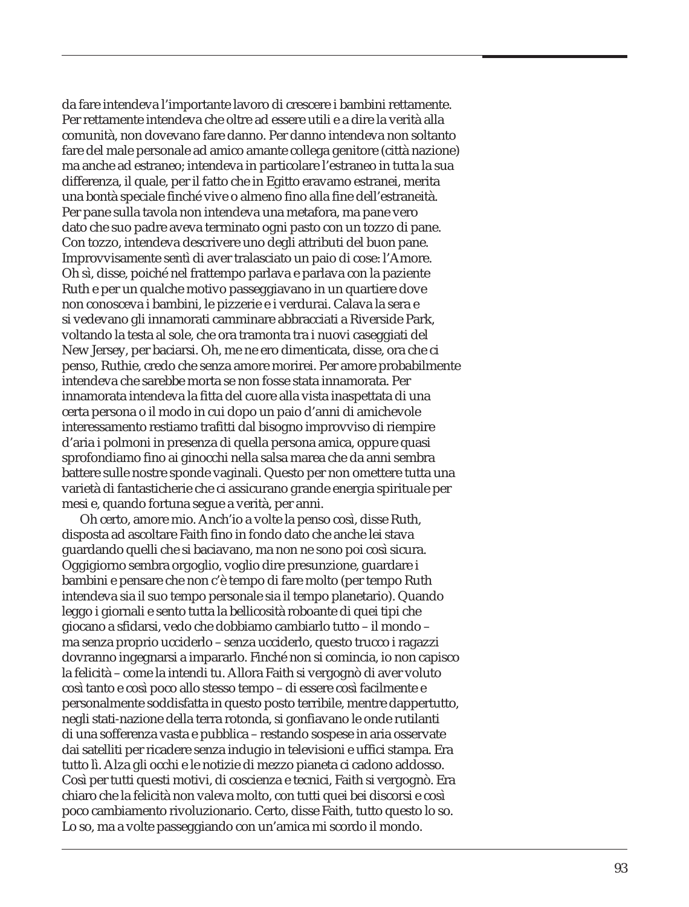da fare intendeva l'importante lavoro di crescere i bambini rettamente. Per rettamente intendeva che oltre ad essere utili e a dire la verità alla comunità, non dovevano fare danno. Per danno intendeva non soltanto fare del male personale ad amico amante collega genitore (città nazione) ma anche ad estraneo; intendeva in particolare l'estraneo in tutta la sua differenza, il quale, per il fatto che in Egitto eravamo estranei, merita una bontà speciale finché vive o almeno fino alla fine dell'estraneità. Per pane sulla tavola non intendeva una metafora, ma pane vero dato che suo padre aveva terminato ogni pasto con un tozzo di pane. Con tozzo, intendeva descrivere uno degli attributi del buon pane. Improvvisamente sentì di aver tralasciato un paio di cose: l'Amore. Oh sì, disse, poiché nel frattempo parlava e parlava con la paziente Ruth e per un qualche motivo passeggiavano in un quartiere dove non conosceva i bambini, le pizzerie e i verdurai. Calava la sera e si vedevano gli innamorati camminare abbracciati a Riverside Park, voltando la testa al sole, che ora tramonta tra i nuovi caseggiati del New Jersey, per baciarsi. Oh, me ne ero dimenticata, disse, ora che ci penso, Ruthie, credo che senza amore morirei. Per amore probabilmente intendeva che sarebbe morta se non fosse stata innamorata. Per innamorata intendeva la fitta del cuore alla vista inaspettata di una certa persona o il modo in cui dopo un paio d'anni di amichevole interessamento restiamo trafitti dal bisogno improvviso di riempire d'aria i polmoni in presenza di quella persona amica, oppure quasi sprofondiamo fino ai ginocchi nella salsa marea che da anni sembra battere sulle nostre sponde vaginali. Questo per non omettere tutta una varietà di fantasticherie che ci assicurano grande energia spirituale per mesi e, quando fortuna segue a verità, per anni.

Oh certo, amore mio. Anch'io a volte la penso così, disse Ruth, disposta ad ascoltare Faith fino in fondo dato che anche lei stava guardando quelli che si baciavano, ma non ne sono poi così sicura. Oggigiorno sembra orgoglio, voglio dire presunzione, guardare i bambini e pensare che non c'è tempo di fare molto (per tempo Ruth intendeva sia il suo tempo personale sia il tempo planetario). Quando leggo i giornali e sento tutta la bellicosità roboante di quei tipi che giocano a sfidarsi, vedo che dobbiamo cambiarlo tutto – il mondo – ma senza proprio ucciderlo – senza ucciderlo, questo trucco i ragazzi dovranno ingegnarsi a impararlo. Finché non si comincia, io non capisco la felicità – come la intendi tu. Allora Faith si vergognò di aver voluto così tanto e così poco allo stesso tempo – di essere così facilmente e personalmente soddisfatta in questo posto terribile, mentre dappertutto, negli stati-nazione della terra rotonda, si gonfiavano le onde rutilanti di una sofferenza vasta e pubblica – restando sospese in aria osservate dai satelliti per ricadere senza indugio in televisioni e uffici stampa. Era tutto lì. Alza gli occhi e le notizie di mezzo pianeta ci cadono addosso. Così per tutti questi motivi, di coscienza e tecnici, Faith si vergognò. Era chiaro che la felicità non valeva molto, con tutti quei bei discorsi e così poco cambiamento rivoluzionario. Certo, disse Faith, tutto questo lo so. Lo so, ma a volte passeggiando con un'amica mi scordo il mondo.